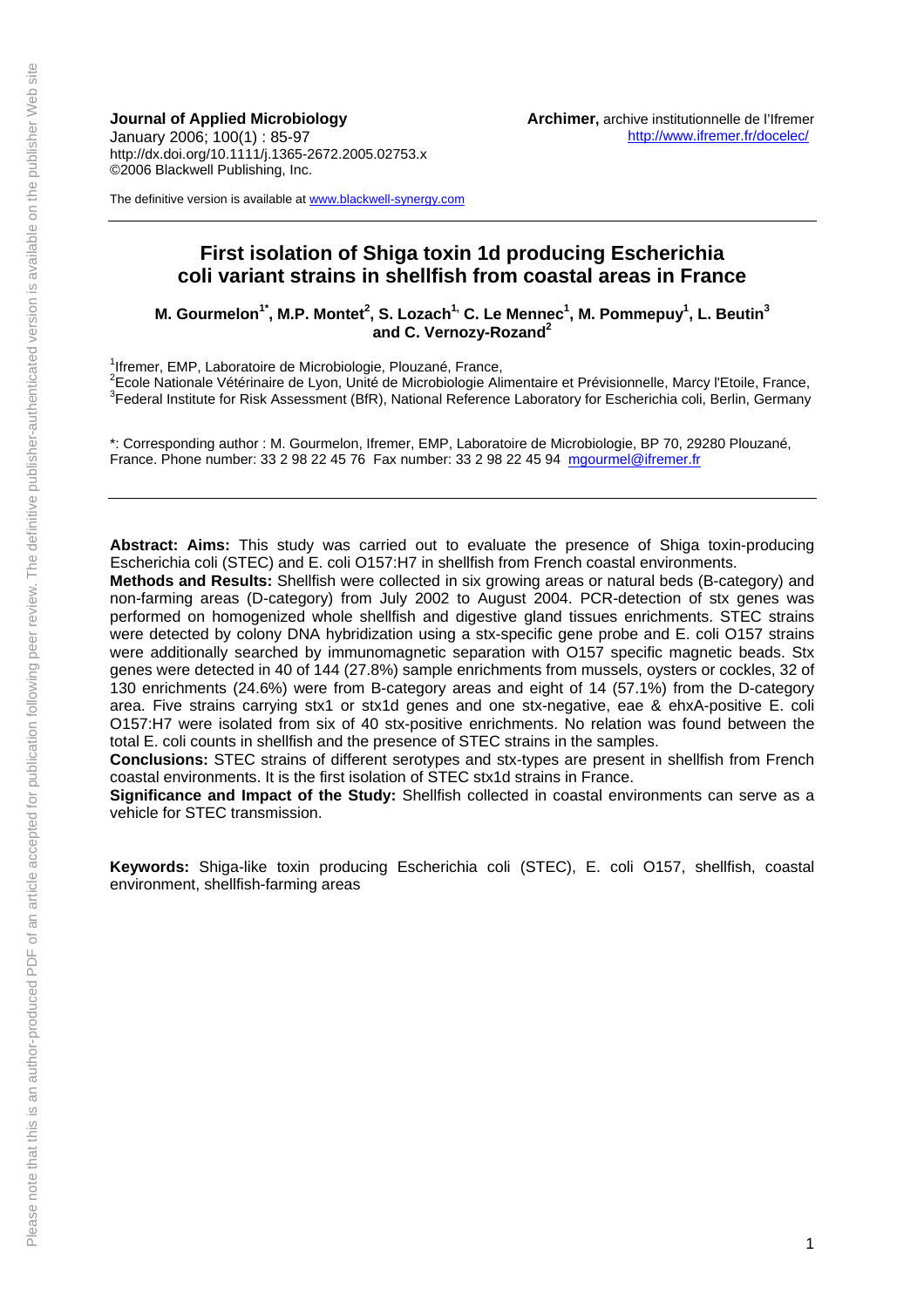**Journal of Applied Microbiology**
January 2006; 100(1) : 85-97
http://dx.doi.org/10.1111/j.1365-2672.2005.02753.x
©2006 Blackwell Publishing, Inc.

**Archimer,** archive institutionnelle de l'Ifremer
http://www.ifremer.fr/docelec/

The definitive version is available at www.blackwell-synergy.com

# First isolation of Shiga toxin 1d producing Escherichia coli variant strains in shellfish from coastal areas in France

**M. Gourmelon[1*], M.P. Montet[2], S. Lozach[1], C. Le Mennec[1], M. Pommepuy[1], L. Beutin[3] and C. Vernozy-Rozand[2]**

[1] Ifremer, EMP, Laboratoire de Microbiologie, Plouzané, France,
[2] Ecole Nationale Vétérinaire de Lyon, Unité de Microbiologie Alimentaire et Prévisionnelle, Marcy l'Etoile, France,
[3] Federal Institute for Risk Assessment (BfR), National Reference Laboratory for Escherichia coli, Berlin, Germany

*: Corresponding author : M. Gourmelon, Ifremer, EMP, Laboratoire de Microbiologie, BP 70, 29280 Plouzané, France. Phone number: 33 2 98 22 45 76 Fax number: 33 2 98 22 45 94 mgourmel@ifremer.fr

**Abstract: Aims:** This study was carried out to evaluate the presence of Shiga toxin-producing Escherichia coli (STEC) and E. coli O157:H7 in shellfish from French coastal environments.
**Methods and Results:** Shellfish were collected in six growing areas or natural beds (B-category) and non-farming areas (D-category) from July 2002 to August 2004. PCR-detection of stx genes was performed on homogenized whole shellfish and digestive gland tissues enrichments. STEC strains were detected by colony DNA hybridization using a stx-specific gene probe and E. coli O157 strains were additionally searched by immunomagnetic separation with O157 specific magnetic beads. Stx genes were detected in 40 of 144 (27.8%) sample enrichments from mussels, oysters or cockles, 32 of 130 enrichments (24.6%) were from B-category areas and eight of 14 (57.1%) from the D-category area. Five strains carrying stx1 or stx1d genes and one stx-negative, eae & ehxA-positive E. coli O157:H7 were isolated from six of 40 stx-positive enrichments. No relation was found between the total E. coli counts in shellfish and the presence of STEC strains in the samples.
**Conclusions:** STEC strains of different serotypes and stx-types are present in shellfish from French coastal environments. It is the first isolation of STEC stx1d strains in France.
**Significance and Impact of the Study:** Shellfish collected in coastal environments can serve as a vehicle for STEC transmission.

**Keywords:** Shiga-like toxin producing Escherichia coli (STEC), E. coli O157, shellfish, coastal environment, shellfish-farming areas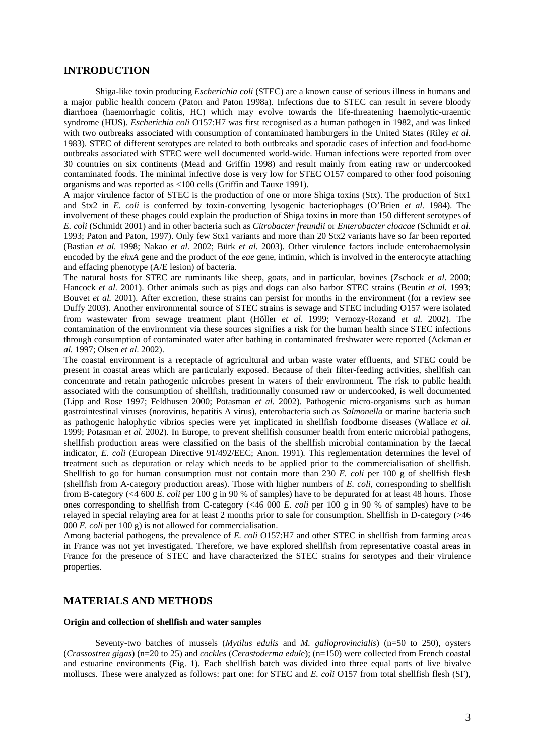## INTRODUCTION

Shiga-like toxin producing *Escherichia coli* (STEC) are a known cause of serious illness in humans and a major public health concern (Paton and Paton 1998a). Infections due to STEC can result in severe bloody diarrhoea (haemorrhagic colitis, HC) which may evolve towards the life-threatening haemolytic-uraemic syndrome (HUS). *Escherichia coli* O157:H7 was first recognised as a human pathogen in 1982, and was linked with two outbreaks associated with consumption of contaminated hamburgers in the United States (Riley *et al.* 1983). STEC of different serotypes are related to both outbreaks and sporadic cases of infection and food-borne outbreaks associated with STEC were well documented world-wide. Human infections were reported from over 30 countries on six continents (Mead and Griffin 1998) and result mainly from eating raw or undercooked contaminated foods. The minimal infective dose is very low for STEC O157 compared to other food poisoning organisms and was reported as <100 cells (Griffin and Tauxe 1991).

A major virulence factor of STEC is the production of one or more Shiga toxins (Stx). The production of Stx1 and Stx2 in *E. coli* is conferred by toxin-converting lysogenic bacteriophages (O'Brien *et al.* 1984). The involvement of these phages could explain the production of Shiga toxins in more than 150 different serotypes of *E. coli* (Schmidt 2001) and in other bacteria such as *Citrobacter freundii* or *Enterobacter cloacae* (Schmidt *et al.* 1993; Paton and Paton, 1997). Only few Stx1 variants and more than 20 Stx2 variants have so far been reported (Bastian *et al.* 1998; Nakao *et al.* 2002; Bürk *et al.* 2003). Other virulence factors include enterohaemolysin encoded by the *ehxA* gene and the product of the *eae* gene, intimin, which is involved in the enterocyte attaching and effacing phenotype (A/E lesion) of bacteria.

The natural hosts for STEC are ruminants like sheep, goats, and in particular, bovines (Zschock *et al*. 2000; Hancock *et al.* 2001). Other animals such as pigs and dogs can also harbor STEC strains (Beutin *et al.* 1993; Bouvet *et al.* 2001). After excretion, these strains can persist for months in the environment (for a review see Duffy 2003). Another environmental source of STEC strains is sewage and STEC including O157 were isolated from wastewater from sewage treatment plant (Höller *et al.* 1999; Vernozy-Rozand *et al.* 2002). The contamination of the environment via these sources signifies a risk for the human health since STEC infections through consumption of contaminated water after bathing in contaminated freshwater were reported (Ackman *et al.* 1997; Olsen *et al.* 2002).

The coastal environment is a receptacle of agricultural and urban waste water effluents, and STEC could be present in coastal areas which are particularly exposed. Because of their filter-feeding activities, shellfish can concentrate and retain pathogenic microbes present in waters of their environment. The risk to public health associated with the consumption of shellfish, traditionnally consumed raw or undercooked, is well documented (Lipp and Rose 1997; Feldhusen 2000; Potasman *et al.* 2002). Pathogenic micro-organisms such as human gastrointestinal viruses (norovirus, hepatitis A virus), enterobacteria such as *Salmonella* or marine bacteria such as pathogenic halophytic vibrios species were yet implicated in shellfish foodborne diseases (Wallace *et al.* 1999; Potasman *et al.* 2002). In Europe, to prevent shellfish consumer health from enteric microbial pathogens, shellfish production areas were classified on the basis of the shellfish microbial contamination by the faecal indicator, *E. coli* (European Directive 91/492/EEC; Anon. 1991)*.* This reglementation determines the level of treatment such as depuration or relay which needs to be applied prior to the commercialisation of shellfish. Shellfish to go for human consumption must not contain more than 230 *E. coli* per 100 g of shellfish flesh (shellfish from A-category production areas). Those with higher numbers of *E. coli*, corresponding to shellfish from B-category (<4 600 *E. coli* per 100 g in 90 % of samples) have to be depurated for at least 48 hours. Those ones corresponding to shellfish from C-category (<46 000 *E. coli* per 100 g in 90 % of samples) have to be relayed in special relaying area for at least 2 months prior to sale for consumption. Shellfish in D-category (>46 000 *E. coli* per 100 g) is not allowed for commercialisation.

Among bacterial pathogens, the prevalence of *E. coli* O157:H7 and other STEC in shellfish from farming areas in France was not yet investigated. Therefore, we have explored shellfish from representative coastal areas in France for the presence of STEC and have characterized the STEC strains for serotypes and their virulence properties.

## MATERIALS AND METHODS

### Origin and collection of shellfish and water samples

Seventy-two batches of mussels (*Mytilus edulis* and *M. galloprovincialis*) (n=50 to 250), oysters (*Crassostrea gigas*) (n=20 to 25) and *cockles* (*Cerastoderma edule*); (n=150) were collected from French coastal and estuarine environments (Fig. 1). Each shellfish batch was divided into three equal parts of live bivalve molluscs. These were analyzed as follows: part one: for STEC and *E. coli* O157 from total shellfish flesh (SF),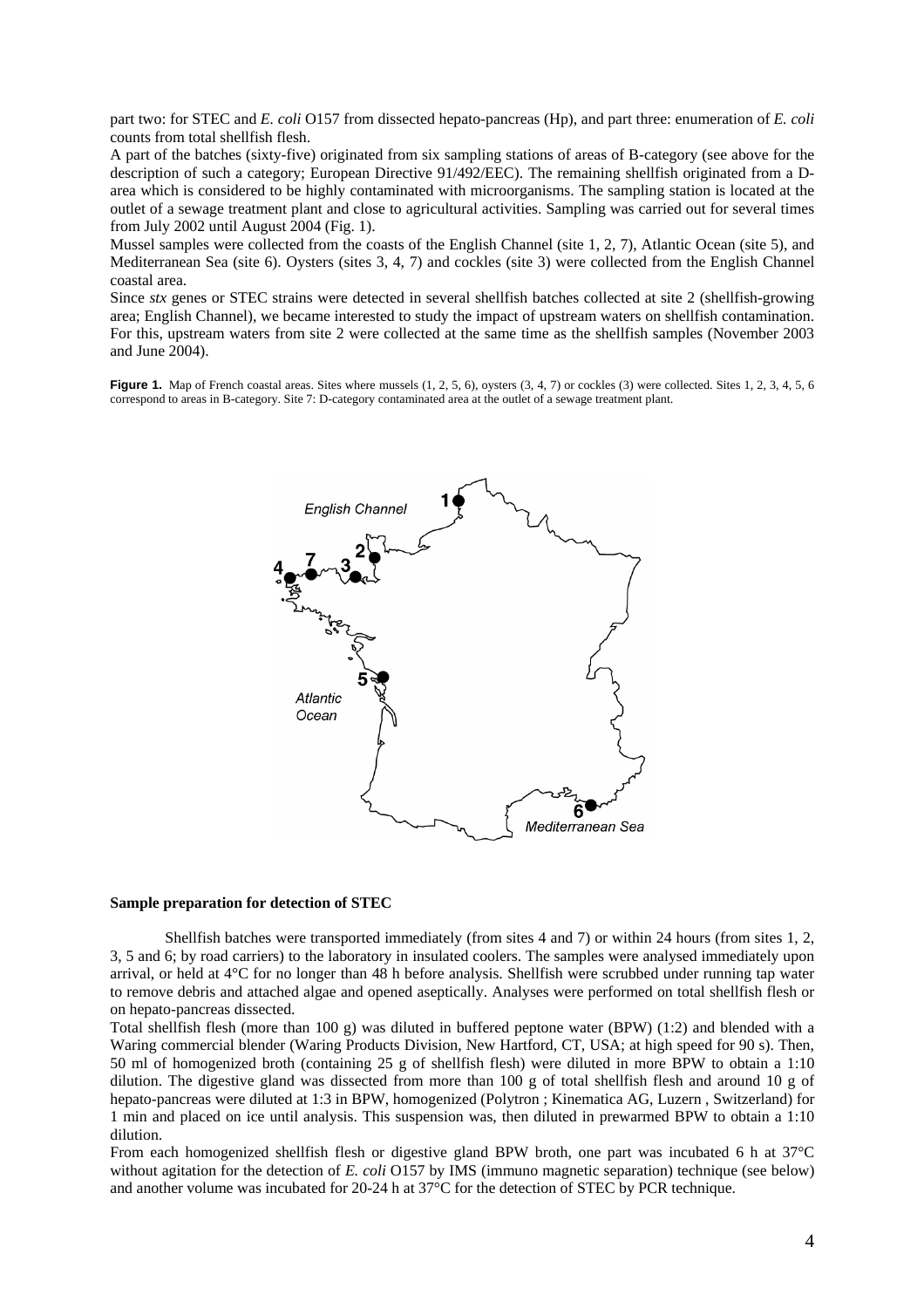part two: for STEC and *E. coli* O157 from dissected hepato-pancreas (Hp), and part three: enumeration of *E. coli* counts from total shellfish flesh.

A part of the batches (sixty-five) originated from six sampling stations of areas of B-category (see above for the description of such a category; European Directive 91/492/EEC). The remaining shellfish originated from a D-area which is considered to be highly contaminated with microorganisms. The sampling station is located at the outlet of a sewage treatment plant and close to agricultural activities. Sampling was carried out for several times from July 2002 until August 2004 (Fig. 1).

Mussel samples were collected from the coasts of the English Channel (site 1, 2, 7), Atlantic Ocean (site 5), and Mediterranean Sea (site 6). Oysters (sites 3, 4, 7) and cockles (site 3) were collected from the English Channel coastal area.

Since *stx* genes or STEC strains were detected in several shellfish batches collected at site 2 (shellfish-growing area; English Channel), we became interested to study the impact of upstream waters on shellfish contamination. For this, upstream waters from site 2 were collected at the same time as the shellfish samples (November 2003 and June 2004).

**Figure 1.** Map of French coastal areas. Sites where mussels (1, 2, 5, 6), oysters (3, 4, 7) or cockles (3) were collected. Sites 1, 2, 3, 4, 5, 6 correspond to areas in B-category. Site 7: D-category contaminated area at the outlet of a sewage treatment plant.

**Sample preparation for detection of STEC**

Shellfish batches were transported immediately (from sites 4 and 7) or within 24 hours (from sites 1, 2, 3, 5 and 6; by road carriers) to the laboratory in insulated coolers. The samples were analysed immediately upon arrival, or held at 4°C for no longer than 48 h before analysis. Shellfish were scrubbed under running tap water to remove debris and attached algae and opened aseptically. Analyses were performed on total shellfish flesh or on hepato-pancreas dissected.

Total shellfish flesh (more than 100 g) was diluted in buffered peptone water (BPW) (1:2) and blended with a Waring commercial blender (Waring Products Division, New Hartford, CT, USA; at high speed for 90 s). Then, 50 ml of homogenized broth (containing 25 g of shellfish flesh) were diluted in more BPW to obtain a 1:10 dilution. The digestive gland was dissected from more than 100 g of total shellfish flesh and around 10 g of hepato-pancreas were diluted at 1:3 in BPW, homogenized (Polytron ; Kinematica AG, Luzern , Switzerland) for 1 min and placed on ice until analysis. This suspension was, then diluted in prewarmed BPW to obtain a 1:10 dilution.

From each homogenized shellfish flesh or digestive gland BPW broth, one part was incubated 6 h at 37°C without agitation for the detection of *E. coli* O157 by IMS (immuno magnetic separation) technique (see below) and another volume was incubated for 20-24 h at 37°C for the detection of STEC by PCR technique.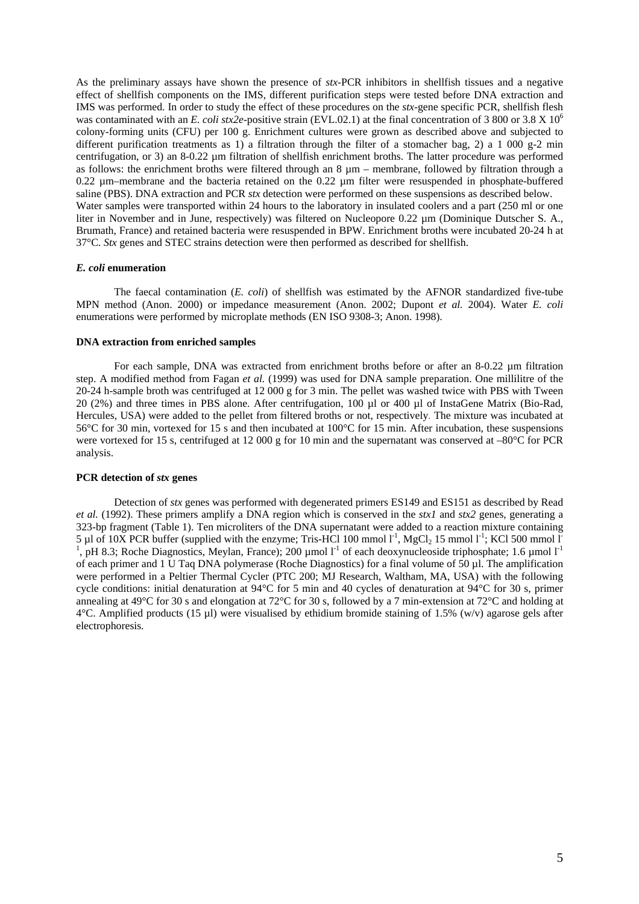As the preliminary assays have shown the presence of *stx*-PCR inhibitors in shellfish tissues and a negative effect of shellfish components on the IMS, different purification steps were tested before DNA extraction and IMS was performed. In order to study the effect of these procedures on the *stx*-gene specific PCR, shellfish flesh was contaminated with an *E. coli stx2e*-positive strain (EVL.02.1) at the final concentration of 3 800 or 3.8 X $10^6$ colony-forming units (CFU) per 100 g. Enrichment cultures were grown as described above and subjected to different purification treatments as 1) a filtration through the filter of a stomacher bag, 2) a 1 000 g-2 min centrifugation, or 3) an 8-0.22 µm filtration of shellfish enrichment broths. The latter procedure was performed as follows: the enrichment broths were filtered through an 8 µm – membrane, followed by filtration through a 0.22 µm–membrane and the bacteria retained on the 0.22 µm filter were resuspended in phosphate-buffered saline (PBS). DNA extraction and PCR *stx* detection were performed on these suspensions as described below.

Water samples were transported within 24 hours to the laboratory in insulated coolers and a part (250 ml or one liter in November and in June, respectively) was filtered on Nucleopore 0.22 µm (Dominique Dutscher S. A., Brumath, France) and retained bacteria were resuspended in BPW. Enrichment broths were incubated 20-24 h at 37°C. *Stx* genes and STEC strains detection were then performed as described for shellfish.

#### *E. coli* enumeration

The faecal contamination (*E. coli*) of shellfish was estimated by the AFNOR standardized five-tube MPN method (Anon. 2000) or impedance measurement (Anon. 2002; Dupont *et al.* 2004). Water *E. coli* enumerations were performed by microplate methods (EN ISO 9308-3; Anon. 1998).

#### DNA extraction from enriched samples

For each sample, DNA was extracted from enrichment broths before or after an 8-0.22 µm filtration step. A modified method from Fagan *et al.* (1999) was used for DNA sample preparation. One millilitre of the 20-24 h-sample broth was centrifuged at 12 000 g for 3 min. The pellet was washed twice with PBS with Tween 20 (2%) and three times in PBS alone. After centrifugation, 100 µl or 400 µl of InstaGene Matrix (Bio-Rad, Hercules, USA) were added to the pellet from filtered broths or not, respectively. The mixture was incubated at 56°C for 30 min, vortexed for 15 s and then incubated at 100°C for 15 min. After incubation, these suspensions were vortexed for 15 s, centrifuged at 12 000 g for 10 min and the supernatant was conserved at –80°C for PCR analysis.

#### PCR detection of *stx* genes

Detection of *stx* genes was performed with degenerated primers ES149 and ES151 as described by Read *et al.* (1992). These primers amplify a DNA region which is conserved in the *stx1* and *stx2* genes, generating a 323-bp fragment (Table 1). Ten microliters of the DNA supernatant were added to a reaction mixture containing 5 µl of 10X PCR buffer (supplied with the enzyme; Tris-HCl 100 mmol $l^{-1}$, $MgCl_2$ 15 mmol $l^{-1}$; KCl 500 mmol $l^{-1}$, pH 8.3; Roche Diagnostics, Meylan, France); 200 µmol $l^{-1}$ of each deoxynucleoside triphosphate; 1.6 µmol $l^{-1}$ of each primer and 1 U Taq DNA polymerase (Roche Diagnostics) for a final volume of 50 µl. The amplification were performed in a Peltier Thermal Cycler (PTC 200; MJ Research, Waltham, MA, USA) with the following cycle conditions: initial denaturation at 94°C for 5 min and 40 cycles of denaturation at 94°C for 30 s, primer annealing at 49°C for 30 s and elongation at 72°C for 30 s, followed by a 7 min-extension at 72°C and holding at 4°C. Amplified products (15 µl) were visualised by ethidium bromide staining of 1.5% (w/v) agarose gels after electrophoresis.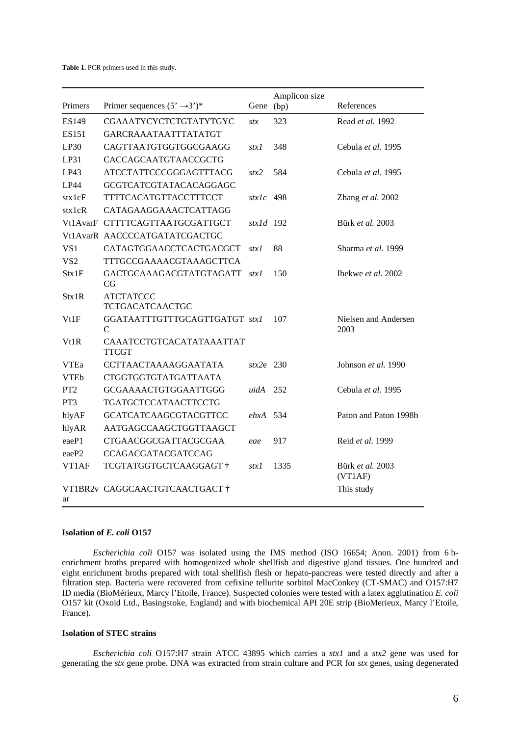**Table 1.** PCR primers used in this study.

| Primers | Primer sequences (5' →3')* | Gene | Amplicon size (bp) | References |
|---|---|---|---|---|
| ES149 | CGAAATYCYCTCTGTATYTGYC | *stx* | 323 | Read *et al.* 1992 |
| ES151 | GARCRAAATAATTTATATGT | | | |
| LP30 | CAGTTAATGTGGTGGCGAAGG | *stx1* | 348 | Cebula *et al.* 1995 |
| LP31 | CACCAGCAATGTAACCGCTG | | | |
| LP43 | ATCCTATTCCCGGGAGTTTACG | *stx2* | 584 | Cebula *et al.* 1995 |
| LP44 | GCGTCATCGTATACACAGGAGC | | | |
| stx1cF | TTTTCACATGTTACCTTTCCT | *stx1c* | 498 | Zhang *et al.* 2002 |
| stx1cR | CATAGAAGGAAACTCATTAGG | | | |
| Vt1AvarF | CTTTTCAGTTAATGCGATTGCT | *stx1d* | 192 | Bürk *et al.* 2003 |
| Vt1AvarR | AACCCCATGATATCGACTGC | | | |
| VS1 | CATAGTGGAACCTCACTGACGCT | *stx1* | 88 | Sharma *et al.* 1999 |
| VS2 | TTTGCCGAAAACGTAAAGCTTCA | | | |
| Stx1F | GACTGCAAAGACGTATGTAGATTCG | *stx1* | 150 | Ibekwe *et al.* 2002 |
| Stx1R | ATCTATCCCTCTGACATCAACTGC | | | |
| Vt1F | GGATAATTTGTTTGCAGTTGATGTC | *stx1* | 107 | Nielsen and Andersen 2003 |
| Vt1R | CAAATCCTGTCACATATAAATTATTTCGT | | | |
| VTEa | CCTTAACTAAAAGGAATATA | *stx2e* | 230 | Johnson *et al.* 1990 |
| VTEb | CTGGTGGTGTATGATTAATA | | | |
| PT2 | GCGAAAACTGTGGAATTGGG | *uidA* | 252 | Cebula *et al.* 1995 |
| PT3 | TGATGCTCCATAACTTCCTG | | | |
| hlyAF | GCATCATCAAGCGTACGTTCC | *ehxA* | 534 | Paton and Paton 1998b |
| hlyAR | AATGAGCCAAGCTGGTTAAGCT | | | |
| eaeP1 | CTGAACGGCGATTACGCGAA | *eae* | 917 | Reid *et al.* 1999 |
| eaeP2 | CCAGACGATACGATCCAG | | | |
| VT1AF | TCGTATGGTGCTCAAGGAGT † | *stx1* | 1335 | Bürk *et al.* 2003 (VT1AF) |
| VT1BR2var | CAGGCAACTGTCAACTGACT † | | | This study |

### Isolation of *E. coli* O157

*Escherichia coli* O157 was isolated using the IMS method (ISO 16654; Anon. 2001) from 6 h-enrichment broths prepared with homogenized whole shellfish and digestive gland tissues. One hundred and eight enrichment broths prepared with total shellfish flesh or hepato-pancreas were tested directly and after a filtration step. Bacteria were recovered from cefixine tellurite sorbitol MacConkey (CT-SMAC) and O157:H7 ID media (BioMérieux, Marcy l'Etoile, France). Suspected colonies were tested with a latex agglutination *E. coli* O157 kit (Oxoid Ltd., Basingstoke, England) and with biochemical API 20E strip (BioMerieux, Marcy l'Etoile, France).

### Isolation of STEC strains

*Escherichia coli* O157:H7 strain ATCC 43895 which carries a *stx1* and a *stx2* gene was used for generating the *stx* gene probe. DNA was extracted from strain culture and PCR for *stx* genes, using degenerated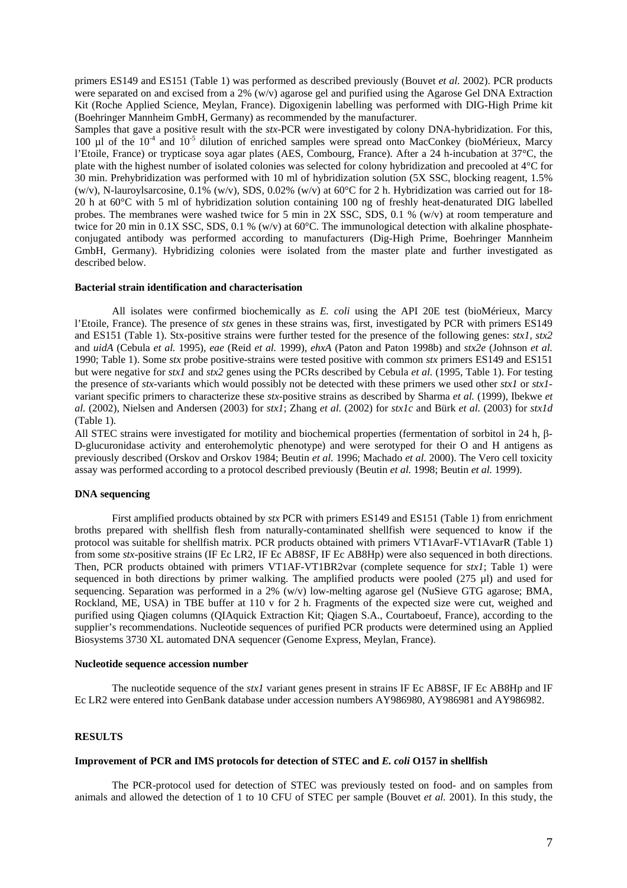primers ES149 and ES151 (Table 1) was performed as described previously (Bouvet *et al.* 2002). PCR products were separated on and excised from a 2% (w/v) agarose gel and purified using the Agarose Gel DNA Extraction Kit (Roche Applied Science, Meylan, France). Digoxigenin labelling was performed with DIG-High Prime kit (Boehringer Mannheim GmbH, Germany) as recommended by the manufacturer.

Samples that gave a positive result with the *stx*-PCR were investigated by colony DNA-hybridization. For this, 100 µl of the $10^{-4}$ and $10^{-5}$ dilution of enriched samples were spread onto MacConkey (bioMérieux, Marcy l'Etoile, France) or trypticase soya agar plates (AES, Combourg, France). After a 24 h-incubation at 37°C, the plate with the highest number of isolated colonies was selected for colony hybridization and precooled at 4°C for 30 min. Prehybridization was performed with 10 ml of hybridization solution (5X SSC, blocking reagent, 1.5% (w/v), N-lauroylsarcosine, 0.1% (w/v), SDS, 0.02% (w/v) at 60°C for 2 h. Hybridization was carried out for 18-20 h at 60°C with 5 ml of hybridization solution containing 100 ng of freshly heat-denaturated DIG labelled probes. The membranes were washed twice for 5 min in 2X SSC, SDS, 0.1 % (w/v) at room temperature and twice for 20 min in 0.1X SSC, SDS, 0.1 % (w/v) at 60°C. The immunological detection with alkaline phosphate-conjugated antibody was performed according to manufacturers (Dig-High Prime, Boehringer Mannheim GmbH, Germany). Hybridizing colonies were isolated from the master plate and further investigated as described below.

**Bacterial strain identification and characterisation**

All isolates were confirmed biochemically as *E. coli* using the API 20E test (bioMérieux, Marcy l'Etoile, France). The presence of *stx* genes in these strains was, first, investigated by PCR with primers ES149 and ES151 (Table 1). Stx-positive strains were further tested for the presence of the following genes: *stx1*, *stx2* and *uidA* (Cebula *et al.* 1995), *eae* (Reid *et al.* 1999), *ehxA* (Paton and Paton 1998b) and *stx2e* (Johnson *et al.* 1990; Table 1). Some *stx* probe positive-strains were tested positive with common *stx* primers ES149 and ES151 but were negative for *stx1* and *stx2* genes using the PCRs described by Cebula *et al.* (1995, Table 1). For testing the presence of *stx*-variants which would possibly not be detected with these primers we used other *stx1* or *stx1*-variant specific primers to characterize these *stx*-positive strains as described by Sharma *et al.* (1999), Ibekwe *et al.* (2002), Nielsen and Andersen (2003) for *stx1*; Zhang *et al.* (2002) for *stx1c* and Bürk *et al.* (2003) for *stx1d* (Table 1).

All STEC strains were investigated for motility and biochemical properties (fermentation of sorbitol in 24 h, β-D-glucuronidase activity and enterohemolytic phenotype) and were serotyped for their O and H antigens as previously described (Orskov and Orskov 1984; Beutin *et al.* 1996; Machado *et al.* 2000). The Vero cell toxicity assay was performed according to a protocol described previously (Beutin *et al.* 1998; Beutin *et al.* 1999).

**DNA sequencing**

First amplified products obtained by *stx* PCR with primers ES149 and ES151 (Table 1) from enrichment broths prepared with shellfish flesh from naturally-contaminated shellfish were sequenced to know if the protocol was suitable for shellfish matrix. PCR products obtained with primers VT1AvarF-VT1AvarR (Table 1) from some *stx*-positive strains (IF Ec LR2, IF Ec AB8SF, IF Ec AB8Hp) were also sequenced in both directions. Then, PCR products obtained with primers VT1AF-VT1BR2var (complete sequence for *stx1*; Table 1) were sequenced in both directions by primer walking. The amplified products were pooled (275 µl) and used for sequencing. Separation was performed in a 2% (w/v) low-melting agarose gel (NuSieve GTG agarose; BMA, Rockland, ME, USA) in TBE buffer at 110 v for 2 h. Fragments of the expected size were cut, weighed and purified using Qiagen columns (QIAquick Extraction Kit; Qiagen S.A., Courtaboeuf, France), according to the supplier's recommendations. Nucleotide sequences of purified PCR products were determined using an Applied Biosystems 3730 XL automated DNA sequencer (Genome Express, Meylan, France).

**Nucleotide sequence accession number**

The nucleotide sequence of the *stx1* variant genes present in strains IF Ec AB8SF, IF Ec AB8Hp and IF Ec LR2 were entered into GenBank database under accession numbers AY986980, AY986981 and AY986982.

## RESULTS

**Improvement of PCR and IMS protocols for detection of STEC and *E. coli* O157 in shellfish**

The PCR-protocol used for detection of STEC was previously tested on food- and on samples from animals and allowed the detection of 1 to 10 CFU of STEC per sample (Bouvet *et al.* 2001). In this study, the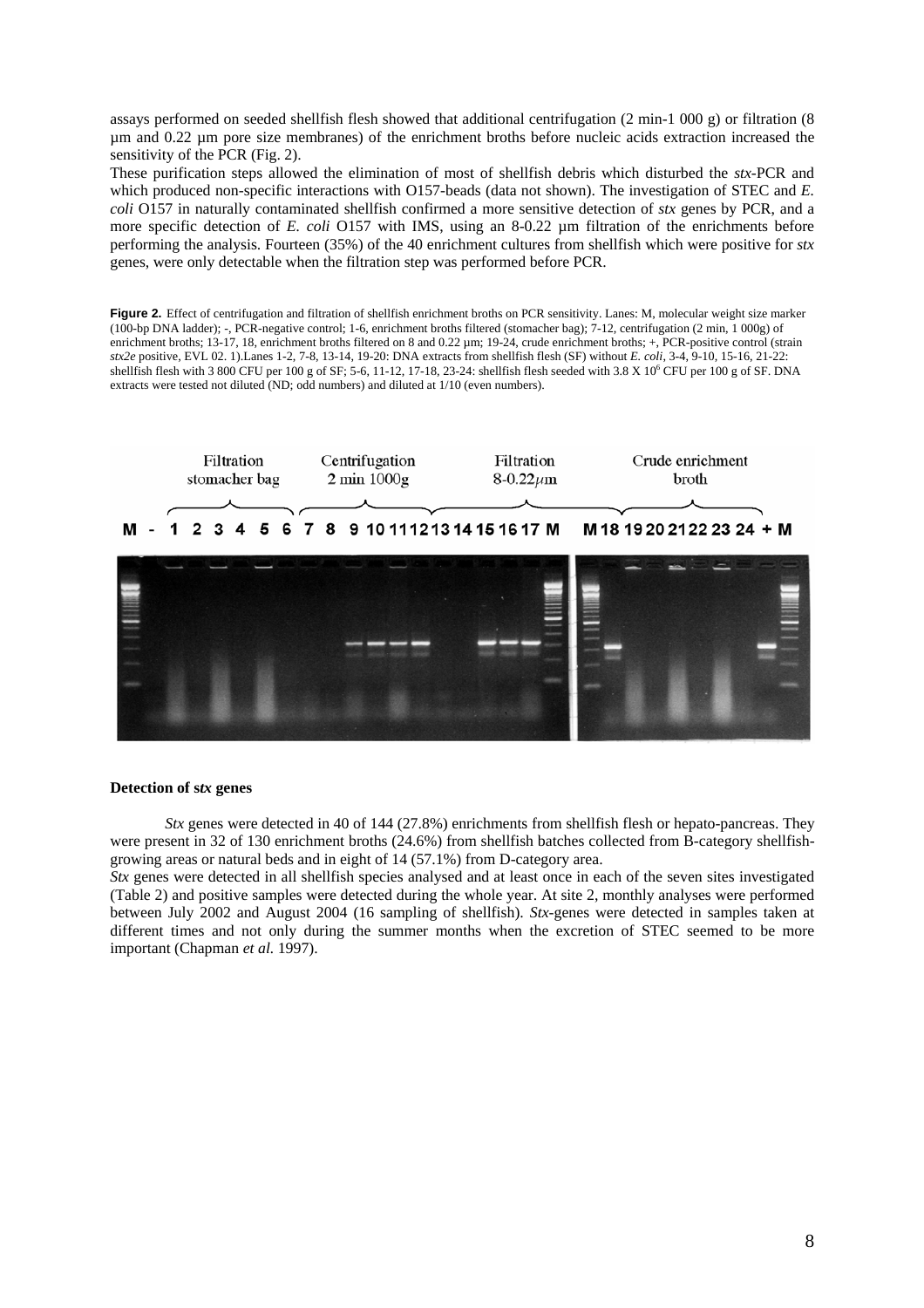assays performed on seeded shellfish flesh showed that additional centrifugation (2 min-1 000 g) or filtration (8 µm and 0.22 µm pore size membranes) of the enrichment broths before nucleic acids extraction increased the sensitivity of the PCR (Fig. 2).

These purification steps allowed the elimination of most of shellfish debris which disturbed the *stx*-PCR and which produced non-specific interactions with O157-beads (data not shown). The investigation of STEC and *E. coli* O157 in naturally contaminated shellfish confirmed a more sensitive detection of *stx* genes by PCR, and a more specific detection of *E. coli* O157 with IMS, using an 8-0.22 µm filtration of the enrichments before performing the analysis. Fourteen (35%) of the 40 enrichment cultures from shellfish which were positive for *stx* genes, were only detectable when the filtration step was performed before PCR.

**Figure 2.** Effect of centrifugation and filtration of shellfish enrichment broths on PCR sensitivity. Lanes: M, molecular weight size marker (100-bp DNA ladder); -, PCR-negative control; 1-6, enrichment broths filtered (stomacher bag); 7-12, centrifugation (2 min, 1 000g) of enrichment broths; 13-17, 18, enrichment broths filtered on 8 and 0.22 µm; 19-24, crude enrichment broths; +, PCR-positive control (strain *stx2e* positive, EVL 02. 1).Lanes 1-2, 7-8, 13-14, 19-20: DNA extracts from shellfish flesh (SF) without *E. coli*, 3-4, 9-10, 15-16, 21-22: shellfish flesh with 3 800 CFU per 100 g of SF; 5-6, 11-12, 17-18, 23-24: shellfish flesh seeded with 3.8 X $10^6$ CFU per 100 g of SF. DNA extracts were tested not diluted (ND; odd numbers) and diluted at 1/10 (even numbers).

### Detection of s*tx* genes

*Stx* genes were detected in 40 of 144 (27.8%) enrichments from shellfish flesh or hepato-pancreas. They were present in 32 of 130 enrichment broths (24.6%) from shellfish batches collected from B-category shellfish-growing areas or natural beds and in eight of 14 (57.1%) from D-category area.

*Stx* genes were detected in all shellfish species analysed and at least once in each of the seven sites investigated (Table 2) and positive samples were detected during the whole year. At site 2, monthly analyses were performed between July 2002 and August 2004 (16 sampling of shellfish). *Stx*-genes were detected in samples taken at different times and not only during the summer months when the excretion of STEC seemed to be more important (Chapman *et al.* 1997).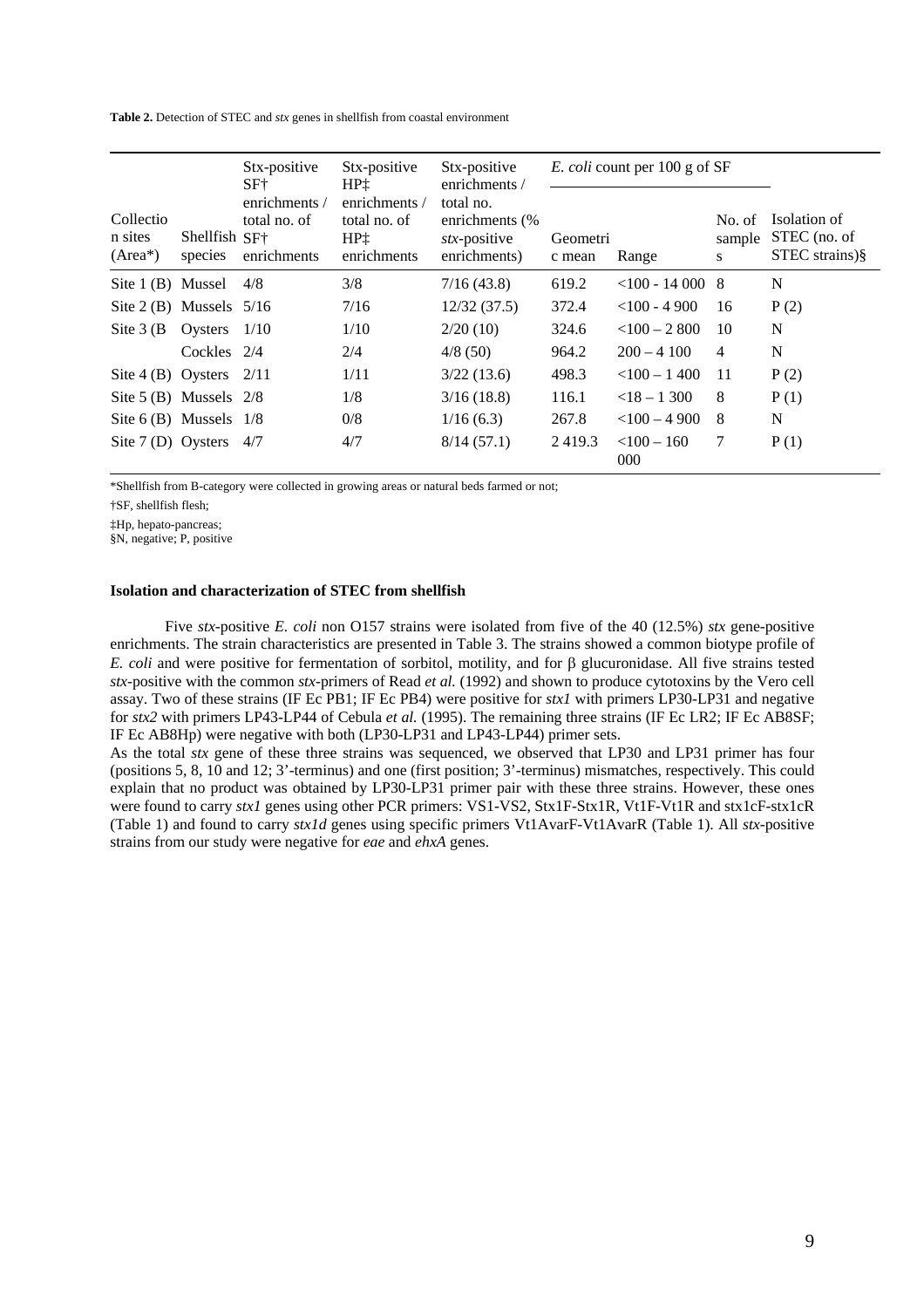**Table 2.** Detection of STEC and *stx* genes in shellfish from coastal environment

| Collection sites (Area*) | Shellfish species | Stx-positive SF† enrichments / total no. of SF† enrichments | Stx-positive HP‡ enrichments / total no. of HP‡ enrichments | Stx-positive enrichments / total no. enrichments (% *stx*-positive enrichments) | *E. coli* count per 100 g of SF | | | Isolation of STEC (no. of STEC strains)§ |
|---|---|---|---|---|---|---|---|---|
| | | | | | Geometric mean | Range | No. of samples | |
| Site 1 (B) | Mussel | 4/8 | 3/8 | 7/16 (43.8) | 619.2 | <100 - 14 000 | 8 | N |
| Site 2 (B) | Mussels | 5/16 | 7/16 | 12/32 (37.5) | 372.4 | <100 - 4 900 | 16 | P (2) |
| Site 3 (B | Oysters | 1/10 | 1/10 | 2/20 (10) | 324.6 | <100 – 2 800 | 10 | N |
| | Cockles | 2/4 | 2/4 | 4/8 (50) | 964.2 | 200 – 4 100 | 4 | N |
| Site 4 (B) | Oysters | 2/11 | 1/11 | 3/22 (13.6) | 498.3 | <100 – 1 400 | 11 | P (2) |
| Site 5 (B) | Mussels | 2/8 | 1/8 | 3/16 (18.8) | 116.1 | <18 – 1 300 | 8 | P (1) |
| Site 6 (B) | Mussels | 1/8 | 0/8 | 1/16 (6.3) | 267.8 | <100 – 4 900 | 8 | N |
| Site 7 (D) | Oysters | 4/7 | 4/7 | 8/14 (57.1) | 2 419.3 | <100 – 160 000 | 7 | P (1) |

*Shellfish from B-category were collected in growing areas or natural beds farmed or not;

†SF, shellfish flesh;

‡Hp, hepato-pancreas;

§N, negative; P, positive

#### Isolation and characterization of STEC from shellfish

Five *stx*-positive *E. coli* non O157 strains were isolated from five of the 40 (12.5%) *stx* gene-positive enrichments. The strain characteristics are presented in Table 3. The strains showed a common biotype profile of *E. coli* and were positive for fermentation of sorbitol, motility, and for β glucuronidase. All five strains tested *stx*-positive with the common *stx*-primers of Read *et al.* (1992) and shown to produce cytotoxins by the Vero cell assay. Two of these strains (IF Ec PB1; IF Ec PB4) were positive for *stx1* with primers LP30-LP31 and negative for *stx2* with primers LP43-LP44 of Cebula *et al.* (1995). The remaining three strains (IF Ec LR2; IF Ec AB8SF; IF Ec AB8Hp) were negative with both (LP30-LP31 and LP43-LP44) primer sets.

As the total *stx* gene of these three strains was sequenced, we observed that LP30 and LP31 primer has four (positions 5, 8, 10 and 12; 3'-terminus) and one (first position; 3'-terminus) mismatches, respectively. This could explain that no product was obtained by LP30-LP31 primer pair with these three strains. However, these ones were found to carry *stx1* genes using other PCR primers: VS1-VS2, Stx1F-Stx1R, Vt1F-Vt1R and stx1cF-stx1cR (Table 1) and found to carry *stx1d* genes using specific primers Vt1AvarF-Vt1AvarR (Table 1). All *stx*-positive strains from our study were negative for *eae* and *ehxA* genes.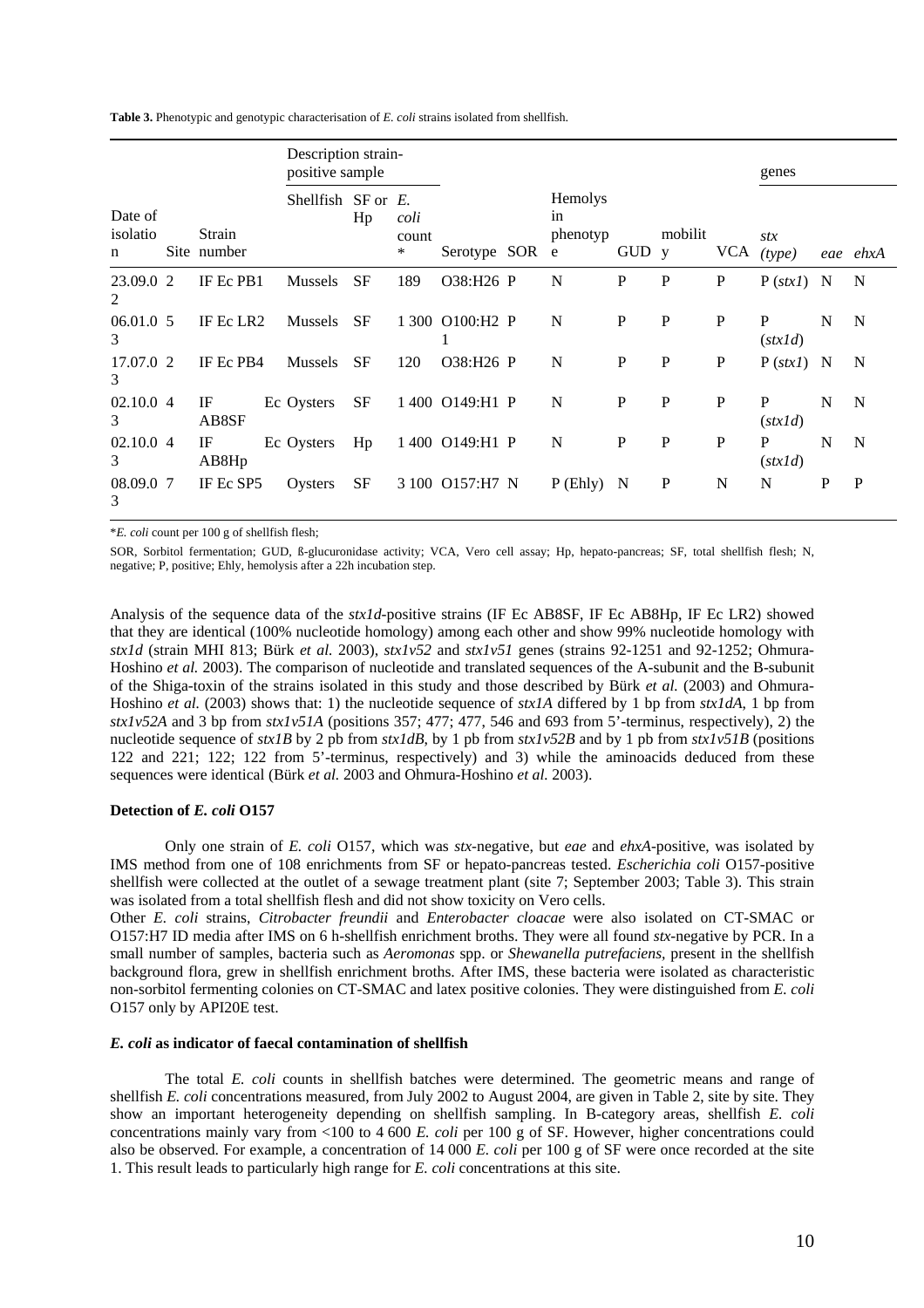**Table 3.** Phenotypic and genotypic characterisation of *E. coli* strains isolated from shellfish.

| | | | Description strain-positive sample | | | | | | | | | genes | | |
|---|---|---|---|---|---|---|---|---|---|---|---|---|---|---|
| Date of isolation | Site | Strain number | Shellfish | SF or Hp | *E. coli* count* | Serotype | SOR | Hemolysin phenotype | GUD | mobility | VCA | *stx* (*type*) | *eae* | *ehxA* |
| 23.09.02 | 2 | IF Ec PB1 | Mussels | SF | 189 | O38:H26 | P | N | P | P | P | P (*stx1*) | N | N |
| 06.01.03 | 5 | IF Ec LR2 | Mussels | SF | 1 300 | O100:H21 | P | N | P | P | P | P (*stx1d*) | N | N |
| 17.07.03 | 2 | IF Ec PB4 | Mussels | SF | 120 | O38:H26 | P | N | P | P | P | P (*stx1*) | N | N |
| 02.10.03 | 4 | IF Ec AB8SF | Oysters | SF | 1 400 | O149:H1 | P | N | P | P | P | P (*stx1d*) | N | N |
| 02.10.03 | 4 | IF Ec AB8Hp | Oysters | Hp | 1 400 | O149:H1 | P | N | P | P | P | P (*stx1d*) | N | N |
| 08.09.03 | 7 | IF Ec SP5 | Oysters | SF | 3 100 | O157:H7 | N | P (Ehly) | N | P | N | N | P | P |

\**E. coli* count per 100 g of shellfish flesh;

SOR, Sorbitol fermentation; GUD, ß-glucuronidase activity; VCA, Vero cell assay; Hp, hepato-pancreas; SF, total shellfish flesh; N, negative; P, positive; Ehly, hemolysis after a 22h incubation step.

Analysis of the sequence data of the *stx1d*-positive strains (IF Ec AB8SF, IF Ec AB8Hp, IF Ec LR2) showed that they are identical (100% nucleotide homology) among each other and show 99% nucleotide homology with *stx1d* (strain MHI 813; Bürk *et al.* 2003), *stx1v52* and *stx1v51* genes (strains 92-1251 and 92-1252; Ohmura-Hoshino *et al.* 2003). The comparison of nucleotide and translated sequences of the A-subunit and the B-subunit of the Shiga-toxin of the strains isolated in this study and those described by Bürk *et al.* (2003) and Ohmura-Hoshino *et al.* (2003) shows that: 1) the nucleotide sequence of *stx1A* differed by 1 bp from *stx1dA*, 1 bp from *stx1v52A* and 3 bp from *stx1v51A* (positions 357; 477; 477, 546 and 693 from 5'-terminus, respectively), 2) the nucleotide sequence of *stx1B* by 2 pb from *stx1dB*, by 1 pb from *stx1v52B* and by 1 pb from *stx1v51B* (positions 122 and 221; 122; 122 from 5'-terminus, respectively) and 3) while the aminoacids deduced from these sequences were identical (Bürk *et al.* 2003 and Ohmura-Hoshino *et al.* 2003).

### Detection of *E. coli* O157

Only one strain of *E. coli* O157, which was *stx*-negative, but *eae* and *ehxA*-positive, was isolated by IMS method from one of 108 enrichments from SF or hepato-pancreas tested. *Escherichia coli* O157-positive shellfish were collected at the outlet of a sewage treatment plant (site 7; September 2003; Table 3). This strain was isolated from a total shellfish flesh and did not show toxicity on Vero cells.

Other *E. coli* strains, *Citrobacter freundii* and *Enterobacter cloacae* were also isolated on CT-SMAC or O157:H7 ID media after IMS on 6 h-shellfish enrichment broths. They were all found *stx*-negative by PCR. In a small number of samples, bacteria such as *Aeromonas* spp. or *Shewanella putrefaciens*, present in the shellfish background flora, grew in shellfish enrichment broths. After IMS, these bacteria were isolated as characteristic non-sorbitol fermenting colonies on CT-SMAC and latex positive colonies. They were distinguished from *E. coli* O157 only by API20E test.

### *E. coli* as indicator of faecal contamination of shellfish

The total *E. coli* counts in shellfish batches were determined. The geometric means and range of shellfish *E. coli* concentrations measured, from July 2002 to August 2004, are given in Table 2, site by site. They show an important heterogeneity depending on shellfish sampling. In B-category areas, shellfish *E. coli* concentrations mainly vary from <100 to 4 600 *E. coli* per 100 g of SF. However, higher concentrations could also be observed. For example, a concentration of 14 000 *E. coli* per 100 g of SF were once recorded at the site 1. This result leads to particularly high range for *E. coli* concentrations at this site.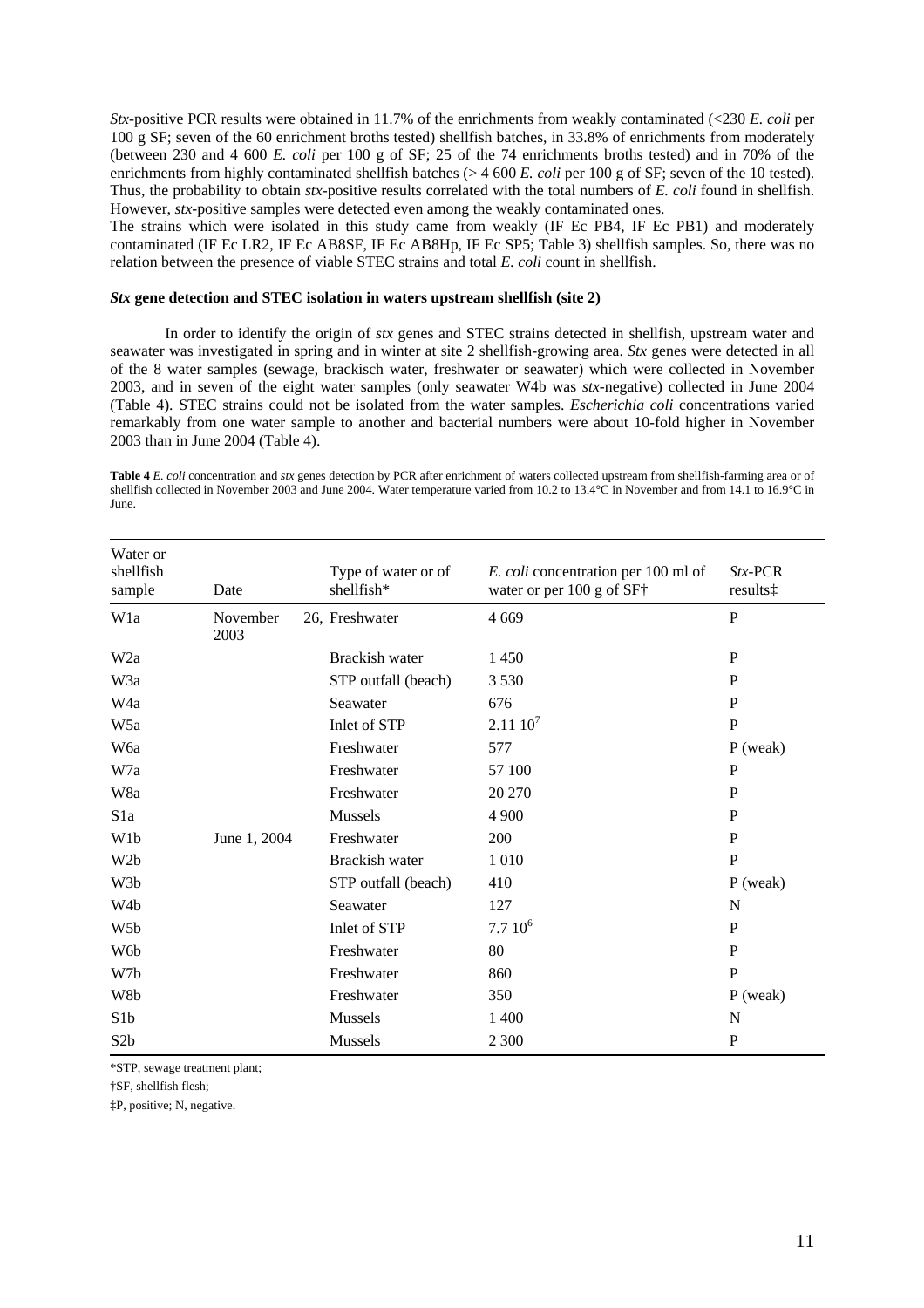*Stx*-positive PCR results were obtained in 11.7% of the enrichments from weakly contaminated (<230 *E. coli* per 100 g SF; seven of the 60 enrichment broths tested) shellfish batches, in 33.8% of enrichments from moderately (between 230 and 4 600 *E. coli* per 100 g of SF; 25 of the 74 enrichments broths tested) and in 70% of the enrichments from highly contaminated shellfish batches (> 4 600 *E. coli* per 100 g of SF; seven of the 10 tested). Thus, the probability to obtain *stx*-positive results correlated with the total numbers of *E. coli* found in shellfish. However, *stx*-positive samples were detected even among the weakly contaminated ones.

The strains which were isolated in this study came from weakly (IF Ec PB4, IF Ec PB1) and moderately contaminated (IF Ec LR2, IF Ec AB8SF, IF Ec AB8Hp, IF Ec SP5; Table 3) shellfish samples. So, there was no relation between the presence of viable STEC strains and total *E. coli* count in shellfish.

### *Stx* gene detection and STEC isolation in waters upstream shellfish (site 2)

In order to identify the origin of *stx* genes and STEC strains detected in shellfish, upstream water and seawater was investigated in spring and in winter at site 2 shellfish-growing area. *Stx* genes were detected in all of the 8 water samples (sewage, brackisch water, freshwater or seawater) which were collected in November 2003, and in seven of the eight water samples (only seawater W4b was *stx*-negative) collected in June 2004 (Table 4). STEC strains could not be isolated from the water samples. *Escherichia coli* concentrations varied remarkably from one water sample to another and bacterial numbers were about 10-fold higher in November 2003 than in June 2004 (Table 4).

**Table 4** *E. coli* concentration and *stx* genes detection by PCR after enrichment of waters collected upstream from shellfish-farming area or of shellfish collected in November 2003 and June 2004. Water temperature varied from 10.2 to 13.4°C in November and from 14.1 to 16.9°C in June.

| Water or shellfish sample | Date | Type of water or of shellfish* | *E. coli* concentration per 100 ml of water or per 100 g of SF† | *Stx*-PCR results‡ |
|---|---|---|---|---|
| W1a | November 26, 2003 | Freshwater | 4 669 | P |
| W2a | | Brackish water | 1 450 | P |
| W3a | | STP outfall (beach) | 3 530 | P |
| W4a | | Seawater | 676 | P |
| W5a | | Inlet of STP | $2.11\ 10^{7}$ | P |
| W6a | | Freshwater | 577 | P (weak) |
| W7a | | Freshwater | 57 100 | P |
| W8a | | Freshwater | 20 270 | P |
| S1a | | Mussels | 4 900 | P |
| W1b | June 1, 2004 | Freshwater | 200 | P |
| W2b | | Brackish water | 1 010 | P |
| W3b | | STP outfall (beach) | 410 | P (weak) |
| W4b | | Seawater | 127 | N |
| W5b | | Inlet of STP | $7.7\ 10^{6}$ | P |
| W6b | | Freshwater | 80 | P |
| W7b | | Freshwater | 860 | P |
| W8b | | Freshwater | 350 | P (weak) |
| S1b | | Mussels | 1 400 | N |
| S2b | | Mussels | 2 300 | P |

*STP, sewage treatment plant;

†SF, shellfish flesh;

‡P, positive; N, negative.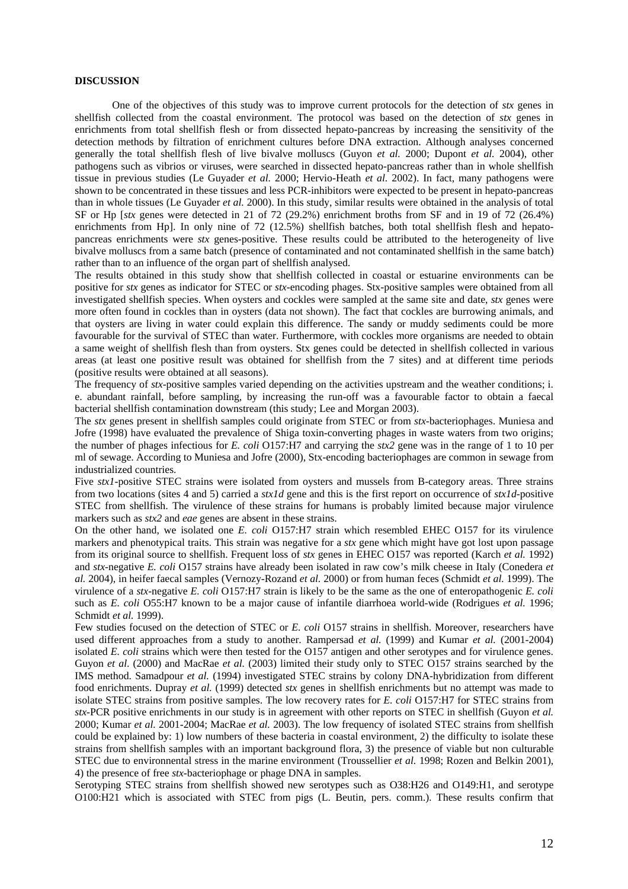**DISCUSSION**

One of the objectives of this study was to improve current protocols for the detection of *stx* genes in shellfish collected from the coastal environment. The protocol was based on the detection of *stx* genes in enrichments from total shellfish flesh or from dissected hepato-pancreas by increasing the sensitivity of the detection methods by filtration of enrichment cultures before DNA extraction. Although analyses concerned generally the total shellfish flesh of live bivalve molluscs (Guyon *et al.* 2000; Dupont *et al.* 2004), other pathogens such as vibrios or viruses, were searched in dissected hepato-pancreas rather than in whole shellfish tissue in previous studies (Le Guyader *et al.* 2000; Hervio-Heath *et al.* 2002). In fact, many pathogens were shown to be concentrated in these tissues and less PCR-inhibitors were expected to be present in hepato-pancreas than in whole tissues (Le Guyader *et al.* 2000). In this study, similar results were obtained in the analysis of total SF or Hp [*stx* genes were detected in 21 of 72 (29.2%) enrichment broths from SF and in 19 of 72 (26.4%) enrichments from Hp]. In only nine of 72 (12.5%) shellfish batches, both total shellfish flesh and hepato-pancreas enrichments were *stx* genes-positive. These results could be attributed to the heterogeneity of live bivalve molluscs from a same batch (presence of contaminated and not contaminated shellfish in the same batch) rather than to an influence of the organ part of shellfish analysed.

The results obtained in this study show that shellfish collected in coastal or estuarine environments can be positive for *stx* genes as indicator for STEC or *stx*-encoding phages. Stx-positive samples were obtained from all investigated shellfish species. When oysters and cockles were sampled at the same site and date, *stx* genes were more often found in cockles than in oysters (data not shown). The fact that cockles are burrowing animals, and that oysters are living in water could explain this difference. The sandy or muddy sediments could be more favourable for the survival of STEC than water. Furthermore, with cockles more organisms are needed to obtain a same weight of shellfish flesh than from oysters. Stx genes could be detected in shellfish collected in various areas (at least one positive result was obtained for shellfish from the 7 sites) and at different time periods (positive results were obtained at all seasons).

The frequency of *stx*-positive samples varied depending on the activities upstream and the weather conditions; i. e. abundant rainfall, before sampling, by increasing the run-off was a favourable factor to obtain a faecal bacterial shellfish contamination downstream (this study; Lee and Morgan 2003).

The *stx* genes present in shellfish samples could originate from STEC or from *stx*-bacteriophages. Muniesa and Jofre (1998) have evaluated the prevalence of Shiga toxin-converting phages in waste waters from two origins; the number of phages infectious for *E. coli* O157:H7 and carrying the *stx2* gene was in the range of 1 to 10 per ml of sewage. According to Muniesa and Jofre (2000), Stx-encoding bacteriophages are common in sewage from industrialized countries.

Five *stx1*-positive STEC strains were isolated from oysters and mussels from B-category areas. Three strains from two locations (sites 4 and 5) carried a *stx1d* gene and this is the first report on occurrence of *stx1d*-positive STEC from shellfish. The virulence of these strains for humans is probably limited because major virulence markers such as *stx2* and *eae* genes are absent in these strains.

On the other hand, we isolated one *E. coli* O157:H7 strain which resembled EHEC O157 for its virulence markers and phenotypical traits. This strain was negative for a *stx* gene which might have got lost upon passage from its original source to shellfish. Frequent loss of *stx* genes in EHEC O157 was reported (Karch *et al.* 1992) and *stx*-negative *E. coli* O157 strains have already been isolated in raw cow's milk cheese in Italy (Conedera *et al.* 2004), in heifer faecal samples (Vernozy-Rozand *et al.* 2000) or from human feces (Schmidt *et al.* 1999). The virulence of a *stx*-negative *E. coli* O157:H7 strain is likely to be the same as the one of enteropathogenic *E. coli* such as *E. coli* O55:H7 known to be a major cause of infantile diarrhoea world-wide (Rodrigues *et al.* 1996; Schmidt *et al.* 1999).

Few studies focused on the detection of STEC or *E. coli* O157 strains in shellfish. Moreover, researchers have used different approaches from a study to another. Rampersad *et al.* (1999) and Kumar *et al.* (2001-2004) isolated *E. coli* strains which were then tested for the O157 antigen and other serotypes and for virulence genes. Guyon *et al.* (2000) and MacRae *et al.* (2003) limited their study only to STEC O157 strains searched by the IMS method. Samadpour *et al.* (1994) investigated STEC strains by colony DNA-hybridization from different food enrichments. Dupray *et al.* (1999) detected *stx* genes in shellfish enrichments but no attempt was made to isolate STEC strains from positive samples. The low recovery rates for *E. coli* O157:H7 for STEC strains from *stx*-PCR positive enrichments in our study is in agreement with other reports on STEC in shellfish (Guyon *et al.* 2000; Kumar *et al.* 2001-2004; MacRae *et al.* 2003). The low frequency of isolated STEC strains from shellfish could be explained by: 1) low numbers of these bacteria in coastal environment, 2) the difficulty to isolate these strains from shellfish samples with an important background flora, 3) the presence of viable but non culturable STEC due to environmental stress in the marine environment (Troussellier *et al.* 1998; Rozen and Belkin 2001), 4) the presence of free *stx*-bacteriophage or phage DNA in samples.

Serotyping STEC strains from shellfish showed new serotypes such as O38:H26 and O149:H1, and serotype O100:H21 which is associated with STEC from pigs (L. Beutin, pers. comm.). These results confirm that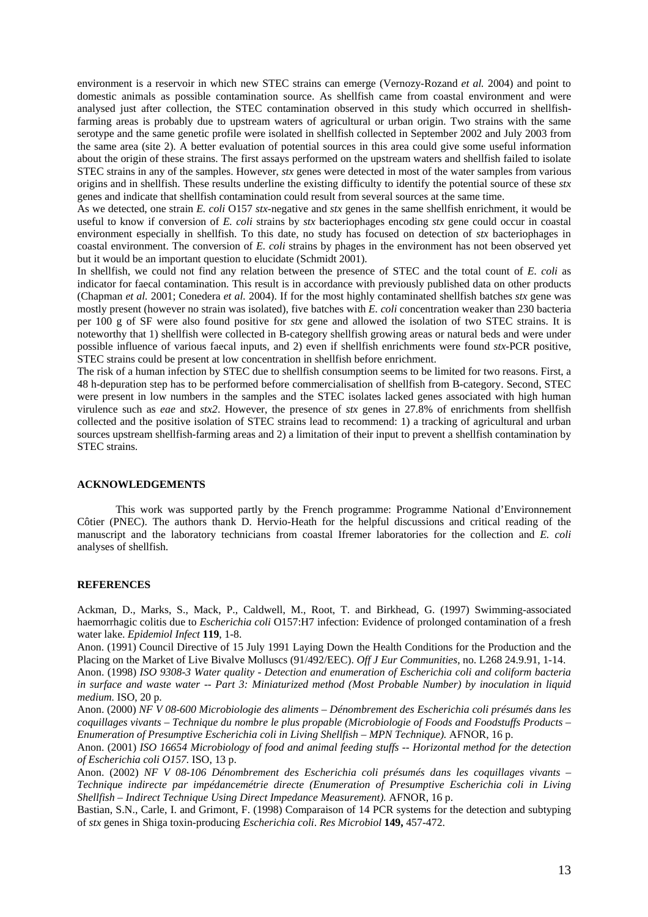environment is a reservoir in which new STEC strains can emerge (Vernozy-Rozand *et al.* 2004) and point to domestic animals as possible contamination source. As shellfish came from coastal environment and were analysed just after collection, the STEC contamination observed in this study which occurred in shellfish-farming areas is probably due to upstream waters of agricultural or urban origin. Two strains with the same serotype and the same genetic profile were isolated in shellfish collected in September 2002 and July 2003 from the same area (site 2). A better evaluation of potential sources in this area could give some useful information about the origin of these strains. The first assays performed on the upstream waters and shellfish failed to isolate STEC strains in any of the samples. However, *stx* genes were detected in most of the water samples from various origins and in shellfish. These results underline the existing difficulty to identify the potential source of these *stx* genes and indicate that shellfish contamination could result from several sources at the same time.

As we detected, one strain *E. coli* O157 *stx*-negative and *stx* genes in the same shellfish enrichment, it would be useful to know if conversion of *E. coli* strains by *stx* bacteriophages encoding *stx* gene could occur in coastal environment especially in shellfish. To this date, no study has focused on detection of *stx* bacteriophages in coastal environment. The conversion of *E. coli* strains by phages in the environment has not been observed yet but it would be an important question to elucidate (Schmidt 2001).

In shellfish, we could not find any relation between the presence of STEC and the total count of *E. coli* as indicator for faecal contamination. This result is in accordance with previously published data on other products (Chapman *et al.* 2001; Conedera *et al.* 2004). If for the most highly contaminated shellfish batches *stx* gene was mostly present (however no strain was isolated), five batches with *E. coli* concentration weaker than 230 bacteria per 100 g of SF were also found positive for *stx* gene and allowed the isolation of two STEC strains. It is noteworthy that 1) shellfish were collected in B-category shellfish growing areas or natural beds and were under possible influence of various faecal inputs, and 2) even if shellfish enrichments were found *stx*-PCR positive, STEC strains could be present at low concentration in shellfish before enrichment.

The risk of a human infection by STEC due to shellfish consumption seems to be limited for two reasons. First, a 48 h-depuration step has to be performed before commercialisation of shellfish from B-category. Second, STEC were present in low numbers in the samples and the STEC isolates lacked genes associated with high human virulence such as *eae* and *stx2*. However, the presence of *stx* genes in 27.8% of enrichments from shellfish collected and the positive isolation of STEC strains lead to recommend: 1) a tracking of agricultural and urban sources upstream shellfish-farming areas and 2) a limitation of their input to prevent a shellfish contamination by STEC strains.

## ACKNOWLEDGEMENTS

This work was supported partly by the French programme: Programme National d'Environnement Côtier (PNEC). The authors thank D. Hervio-Heath for the helpful discussions and critical reading of the manuscript and the laboratory technicians from coastal Ifremer laboratories for the collection and *E. coli* analyses of shellfish.

## REFERENCES

Ackman, D., Marks, S., Mack, P., Caldwell, M., Root, T. and Birkhead, G. (1997) Swimming-associated haemorrhagic colitis due to *Escherichia coli* O157:H7 infection: Evidence of prolonged contamination of a fresh water lake. *Epidemiol Infect* **119**, 1-8.

Anon. (1991) Council Directive of 15 July 1991 Laying Down the Health Conditions for the Production and the Placing on the Market of Live Bivalve Molluscs (91/492/EEC). *Off J Eur Communities*, no. L268 24.9.91, 1-14.

Anon. (1998) *ISO 9308-3 Water quality - Detection and enumeration of Escherichia coli and coliform bacteria in surface and waste water -- Part 3: Miniaturized method (Most Probable Number) by inoculation in liquid medium*. ISO, 20 p.

Anon. (2000) *NF V 08-600 Microbiologie des aliments – Dénombrement des Escherichia coli présumés dans les coquillages vivants – Technique du nombre le plus propable (Microbiologie of Foods and Foodstuffs Products – Enumeration of Presumptive Escherichia coli in Living Shellfish – MPN Technique).* AFNOR, 16 p.

Anon. (2001) *ISO 16654 Microbiology of food and animal feeding stuffs -- Horizontal method for the detection of Escherichia coli O157*. ISO, 13 p.

Anon. (2002) *NF V 08-106 Dénombrement des Escherichia coli présumés dans les coquillages vivants – Technique indirecte par impédancemétrie directe (Enumeration of Presumptive Escherichia coli in Living Shellfish – Indirect Technique Using Direct Impedance Measurement).* AFNOR, 16 p.

Bastian, S.N., Carle, I. and Grimont, F. (1998) Comparaison of 14 PCR systems for the detection and subtyping of *stx* genes in Shiga toxin-producing *Escherichia coli*. *Res Microbiol* **149,** 457-472.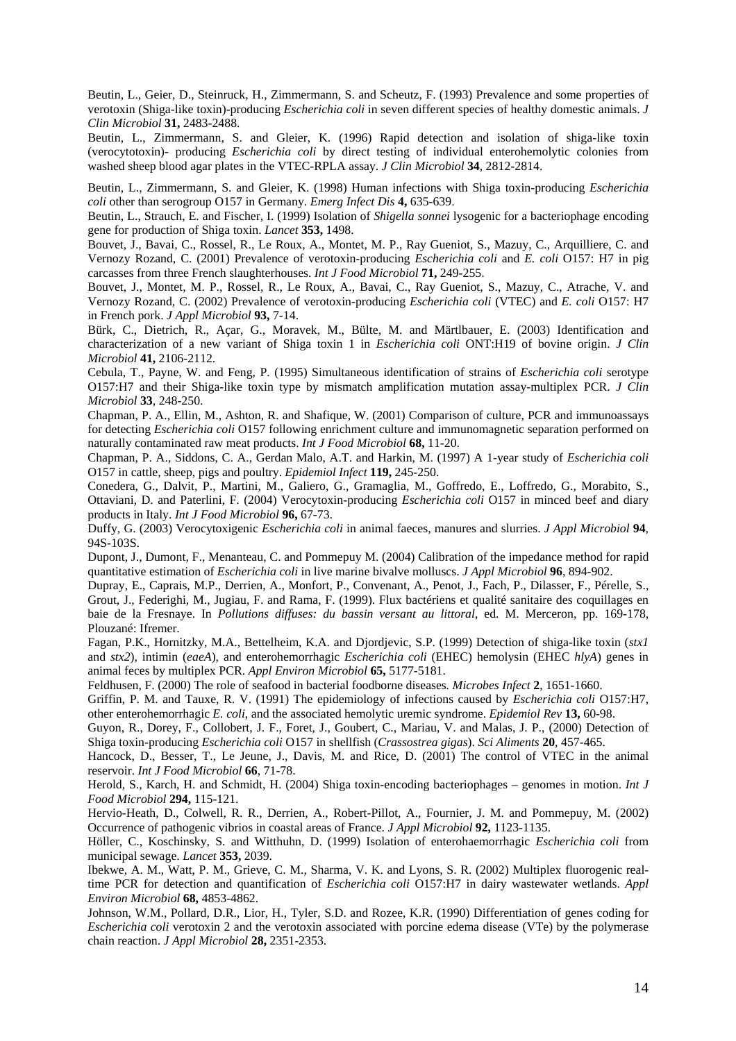Beutin, L., Geier, D., Steinruck, H., Zimmermann, S. and Scheutz, F. (1993) Prevalence and some properties of verotoxin (Shiga-like toxin)-producing *Escherichia coli* in seven different species of healthy domestic animals. *J Clin Microbiol* **31,** 2483-2488.

Beutin, L., Zimmermann, S. and Gleier, K. (1996) Rapid detection and isolation of shiga-like toxin (verocytotoxin)- producing *Escherichia coli* by direct testing of individual enterohemolytic colonies from washed sheep blood agar plates in the VTEC-RPLA assay. *J Clin Microbiol* **34**, 2812-2814.

Beutin, L., Zimmermann, S. and Gleier, K. (1998) Human infections with Shiga toxin-producing *Escherichia coli* other than serogroup O157 in Germany. *Emerg Infect Dis* **4,** 635-639.

Beutin, L., Strauch, E. and Fischer, I. (1999) Isolation of *Shigella sonnei* lysogenic for a bacteriophage encoding gene for production of Shiga toxin. *Lancet* **353,** 1498.

Bouvet, J., Bavai, C., Rossel, R., Le Roux, A., Montet, M. P., Ray Gueniot, S., Mazuy, C., Arquilliere, C. and Vernozy Rozand, C. (2001) Prevalence of verotoxin-producing *Escherichia coli* and *E. coli* O157: H7 in pig carcasses from three French slaughterhouses. *Int J Food Microbiol* **71,** 249-255.

Bouvet, J., Montet, M. P., Rossel, R., Le Roux, A., Bavai, C., Ray Gueniot, S., Mazuy, C., Atrache, V. and Vernozy Rozand, C. (2002) Prevalence of verotoxin-producing *Escherichia coli* (VTEC) and *E. coli* O157: H7 in French pork. *J Appl Microbiol* **93,** 7-14.

Bürk, C., Dietrich, R., Açar, G., Moravek, M., Bülte, M. and Märtlbauer, E. (2003) Identification and characterization of a new variant of Shiga toxin 1 in *Escherichia coli* ONT:H19 of bovine origin. *J Clin Microbiol* **41,** 2106-2112.

Cebula, T., Payne, W. and Feng, P. (1995) Simultaneous identification of strains of *Escherichia coli* serotype O157:H7 and their Shiga-like toxin type by mismatch amplification mutation assay-multiplex PCR. *J Clin Microbiol* **33**, 248-250.

Chapman, P. A., Ellin, M., Ashton, R. and Shafique, W. (2001) Comparison of culture, PCR and immunoassays for detecting *Escherichia coli* O157 following enrichment culture and immunomagnetic separation performed on naturally contaminated raw meat products. *Int J Food Microbiol* **68,** 11-20.

Chapman, P. A., Siddons, C. A., Gerdan Malo, A.T. and Harkin, M. (1997) A 1-year study of *Escherichia coli* O157 in cattle, sheep, pigs and poultry. *Epidemiol Infect* **119,** 245-250.

Conedera, G., Dalvit, P., Martini, M., Galiero, G., Gramaglia, M., Goffredo, E., Loffredo, G., Morabito, S., Ottaviani, D. and Paterlini, F. (2004) Verocytoxin-producing *Escherichia coli* O157 in minced beef and diary products in Italy. *Int J Food Microbiol* **96,** 67-73.

Duffy, G. (2003) Verocytoxigenic *Escherichia coli* in animal faeces, manures and slurries. *J Appl Microbiol* **94**, 94S-103S.

Dupont, J., Dumont, F., Menanteau, C. and Pommepuy M. (2004) Calibration of the impedance method for rapid quantitative estimation of *Escherichia coli* in live marine bivalve molluscs. *J Appl Microbiol* **96**, 894-902.

Dupray, E., Caprais, M.P., Derrien, A., Monfort, P., Convenant, A., Penot, J., Fach, P., Dilasser, F., Pérelle, S., Grout, J., Federighi, M., Jugiau, F. and Rama, F. (1999). Flux bactériens et qualité sanitaire des coquillages en baie de la Fresnaye. In *Pollutions diffuses: du bassin versant au littoral*, ed. M. Merceron, pp. 169-178, Plouzané: Ifremer.

Fagan, P.K., Hornitzky, M.A., Bettelheim, K.A. and Djordjevic, S.P. (1999) Detection of shiga-like toxin (*stx1* and *stx2*), intimin (*eaeA*), and enterohemorrhagic *Escherichia coli* (EHEC) hemolysin (EHEC *hlyA*) genes in animal feces by multiplex PCR. *Appl Environ Microbiol* **65,** 5177-5181.

Feldhusen, F. (2000) The role of seafood in bacterial foodborne diseases. *Microbes Infect* **2**, 1651-1660.

Griffin, P. M. and Tauxe, R. V. (1991) The epidemiology of infections caused by *Escherichia coli* O157:H7, other enterohemorrhagic *E. coli*, and the associated hemolytic uremic syndrome. *Epidemiol Rev* **13,** 60-98.

Guyon, R., Dorey, F., Collobert, J. F., Foret, J., Goubert, C., Mariau, V. and Malas, J. P., (2000) Detection of Shiga toxin-producing *Escherichia coli* O157 in shellfish (*Crassostrea gigas*). *Sci Aliments* **20**, 457-465.

Hancock, D., Besser, T., Le Jeune, J., Davis, M. and Rice, D. (2001) The control of VTEC in the animal reservoir. *Int J Food Microbiol* **66**, 71-78.

Herold, S., Karch, H. and Schmidt, H. (2004) Shiga toxin-encoding bacteriophages – genomes in motion. *Int J Food Microbiol* **294,** 115-121.

Hervio-Heath, D., Colwell, R. R., Derrien, A., Robert-Pillot, A., Fournier, J. M. and Pommepuy, M. (2002) Occurrence of pathogenic vibrios in coastal areas of France. *J Appl Microbiol* **92,** 1123-1135.

Höller, C., Koschinsky, S. and Witthuhn, D. (1999) Isolation of enterohaemorrhagic *Escherichia coli* from municipal sewage. *Lancet* **353,** 2039.

Ibekwe, A. M., Watt, P. M., Grieve, C. M., Sharma, V. K. and Lyons, S. R. (2002) Multiplex fluorogenic real-time PCR for detection and quantification of *Escherichia coli* O157:H7 in dairy wastewater wetlands. *Appl Environ Microbiol* **68,** 4853-4862.

Johnson, W.M., Pollard, D.R., Lior, H., Tyler, S.D. and Rozee, K.R. (1990) Differentiation of genes coding for *Escherichia coli* verotoxin 2 and the verotoxin associated with porcine edema disease (VTe) by the polymerase chain reaction. *J Appl Microbiol* **28,** 2351-2353.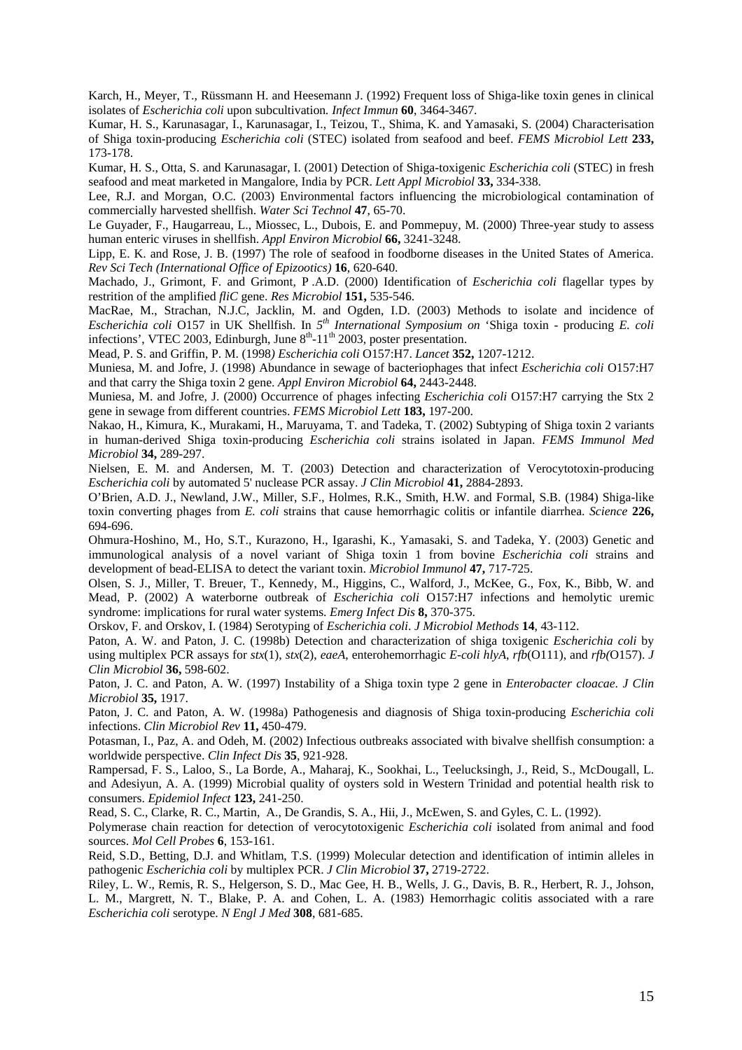Karch, H., Meyer, T., Rüssmann H. and Heesemann J. (1992) Frequent loss of Shiga-like toxin genes in clinical isolates of *Escherichia coli* upon subcultivation. *Infect Immun* **60**, 3464-3467.

Kumar, H. S., Karunasagar, I., Karunasagar, I., Teizou, T., Shima, K. and Yamasaki, S. (2004) Characterisation of Shiga toxin-producing *Escherichia coli* (STEC) isolated from seafood and beef. *FEMS Microbiol Lett* **233,** 173-178.

Kumar, H. S., Otta, S. and Karunasagar, I. (2001) Detection of Shiga-toxigenic *Escherichia coli* (STEC) in fresh seafood and meat marketed in Mangalore, India by PCR. *Lett Appl Microbiol* **33,** 334-338.

Lee, R.J. and Morgan, O.C. (2003) Environmental factors influencing the microbiological contamination of commercially harvested shellfish. *Water Sci Technol* **47**, 65-70.

Le Guyader, F., Haugarreau, L., Miossec, L., Dubois, E. and Pommepuy, M. (2000) Three-year study to assess human enteric viruses in shellfish. *Appl Environ Microbiol* **66,** 3241-3248.

Lipp, E. K. and Rose, J. B. (1997) The role of seafood in foodborne diseases in the United States of America. *Rev Sci Tech (International Office of Epizootics)* **16**, 620-640.

Machado, J., Grimont, F. and Grimont, P .A.D. (2000) Identification of *Escherichia coli* flagellar types by restrition of the amplified *fliC* gene. *Res Microbiol* **151,** 535-546.

MacRae, M., Strachan, N.J.C, Jacklin, M. and Ogden, I.D. (2003) Methods to isolate and incidence of *Escherichia coli* O157 in UK Shellfish. In *5th International Symposium on* 'Shiga toxin - producing *E. coli* infections', VTEC 2003, Edinburgh, June 8th-11th 2003, poster presentation.

Mead, P. S. and Griffin, P. M. (1998*) Escherichia coli* O157:H7. *Lancet* **352,** 1207-1212.

Muniesa, M. and Jofre, J. (1998) Abundance in sewage of bacteriophages that infect *Escherichia coli* O157:H7 and that carry the Shiga toxin 2 gene. *Appl Environ Microbiol* **64,** 2443-2448.

Muniesa, M. and Jofre, J. (2000) Occurrence of phages infecting *Escherichia coli* O157:H7 carrying the Stx 2 gene in sewage from different countries. *FEMS Microbiol Lett* **183,** 197-200.

Nakao, H., Kimura, K., Murakami, H., Maruyama, T. and Tadeka, T. (2002) Subtyping of Shiga toxin 2 variants in human-derived Shiga toxin-producing *Escherichia coli* strains isolated in Japan. *FEMS Immunol Med Microbiol* **34,** 289-297.

Nielsen, E. M. and Andersen, M. T. (2003) Detection and characterization of Verocytotoxin-producing *Escherichia coli* by automated 5' nuclease PCR assay. *J Clin Microbiol* **41,** 2884-2893.

O'Brien, A.D. J., Newland, J.W., Miller, S.F., Holmes, R.K., Smith, H.W. and Formal, S.B. (1984) Shiga-like toxin converting phages from *E. coli* strains that cause hemorrhagic colitis or infantile diarrhea. *Science* **226,** 694-696.

Ohmura-Hoshino, M., Ho, S.T., Kurazono, H., Igarashi, K., Yamasaki, S. and Tadeka, Y. (2003) Genetic and immunological analysis of a novel variant of Shiga toxin 1 from bovine *Escherichia coli* strains and development of bead-ELISA to detect the variant toxin. *Microbiol Immunol* **47,** 717-725.

Olsen, S. J., Miller, T. Breuer, T., Kennedy, M., Higgins, C., Walford, J., McKee, G., Fox, K., Bibb, W. and Mead, P. (2002) A waterborne outbreak of *Escherichia coli* O157:H7 infections and hemolytic uremic syndrome: implications for rural water systems. *Emerg Infect Dis* **8,** 370-375.

Orskov, F. and Orskov, I. (1984) Serotyping of *Escherichia coli*. *J Microbiol Methods* **14**, 43-112.

Paton, A. W. and Paton, J. C. (1998b) Detection and characterization of shiga toxigenic *Escherichia coli* by using multiplex PCR assays for *stx*(1), *stx*(2), *eaeA*, enterohemorrhagic *E-coli hlyA*, *rfb*(O111), and *rfb(*O157). *J Clin Microbiol* **36,** 598-602.

Paton, J. C. and Paton, A. W. (1997) Instability of a Shiga toxin type 2 gene in *Enterobacter cloacae*. *J Clin Microbiol* **35,** 1917.

Paton, J. C. and Paton, A. W. (1998a) Pathogenesis and diagnosis of Shiga toxin-producing *Escherichia coli* infections. *Clin Microbiol Rev* **11,** 450-479.

Potasman, I., Paz, A. and Odeh, M. (2002) Infectious outbreaks associated with bivalve shellfish consumption: a worldwide perspective. *Clin Infect Dis* **35**, 921-928.

Rampersad, F. S., Laloo, S., La Borde, A., Maharaj, K., Sookhai, L., Teelucksingh, J., Reid, S., McDougall, L. and Adesiyun, A. A. (1999) Microbial quality of oysters sold in Western Trinidad and potential health risk to consumers. *Epidemiol Infect* **123,** 241-250.

Read, S. C., Clarke, R. C., Martin, A., De Grandis, S. A., Hii, J., McEwen, S. and Gyles, C. L. (1992). Polymerase chain reaction for detection of verocytotoxigenic *Escherichia coli* isolated from animal and food sources. *Mol Cell Probes* **6**, 153-161.

Reid, S.D., Betting, D.J. and Whitlam, T.S. (1999) Molecular detection and identification of intimin alleles in pathogenic *Escherichia coli* by multiplex PCR. *J Clin Microbiol* **37,** 2719-2722.

Riley, L. W., Remis, R. S., Helgerson, S. D., Mac Gee, H. B., Wells, J. G., Davis, B. R., Herbert, R. J., Johson, L. M., Margrett, N. T., Blake, P. A. and Cohen, L. A. (1983) Hemorrhagic colitis associated with a rare *Escherichia coli* serotype. *N Engl J Med* **308**, 681-685.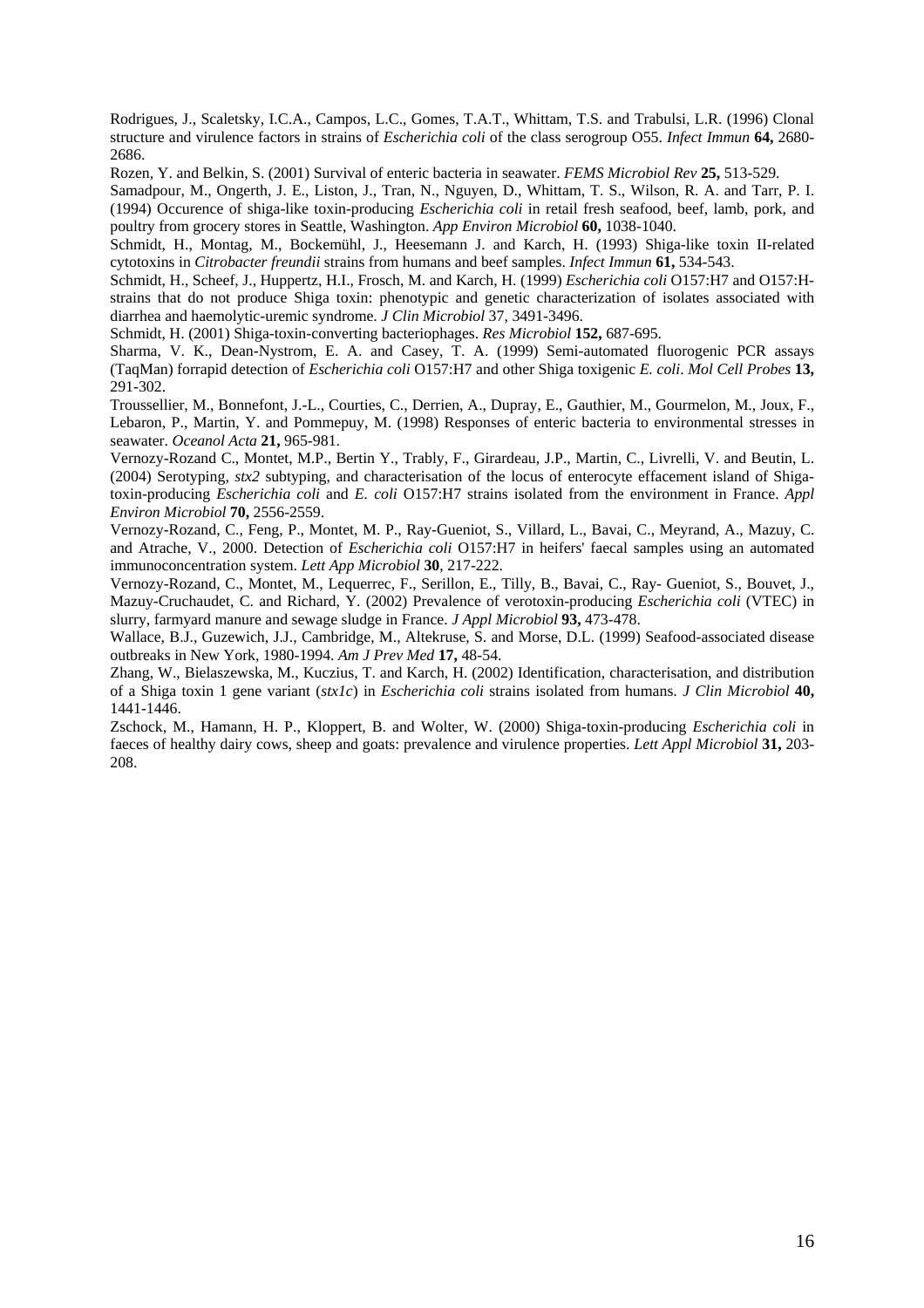Rodrigues, J., Scaletsky, I.C.A., Campos, L.C., Gomes, T.A.T., Whittam, T.S. and Trabulsi, L.R. (1996) Clonal structure and virulence factors in strains of *Escherichia coli* of the class serogroup O55. *Infect Immun* **64,** 2680-2686.

Rozen, Y. and Belkin, S. (2001) Survival of enteric bacteria in seawater. *FEMS Microbiol Rev* **25,** 513-529.

Samadpour, M., Ongerth, J. E., Liston, J., Tran, N., Nguyen, D., Whittam, T. S., Wilson, R. A. and Tarr, P. I. (1994) Occurence of shiga-like toxin-producing *Escherichia coli* in retail fresh seafood, beef, lamb, pork, and poultry from grocery stores in Seattle, Washington. *App Environ Microbiol* **60,** 1038-1040.

Schmidt, H., Montag, M., Bockemühl, J., Heesemann J. and Karch, H. (1993) Shiga-like toxin II-related cytotoxins in *Citrobacter freundii* strains from humans and beef samples. *Infect Immun* **61,** 534-543.

Schmidt, H., Scheef, J., Huppertz, H.I., Frosch, M. and Karch, H. (1999) *Escherichia coli* O157:H7 and O157:H-strains that do not produce Shiga toxin: phenotypic and genetic characterization of isolates associated with diarrhea and haemolytic-uremic syndrome. *J Clin Microbiol* 37, 3491-3496.

Schmidt, H. (2001) Shiga-toxin-converting bacteriophages. *Res Microbiol* **152,** 687-695.

Sharma, V. K., Dean-Nystrom, E. A. and Casey, T. A. (1999) Semi-automated fluorogenic PCR assays (TaqMan) forrapid detection of *Escherichia coli* O157:H7 and other Shiga toxigenic *E. coli*. *Mol Cell Probes* **13,** 291-302.

Troussellier, M., Bonnefont, J.-L., Courties, C., Derrien, A., Dupray, E., Gauthier, M., Gourmelon, M., Joux, F., Lebaron, P., Martin, Y. and Pommepuy, M. (1998) Responses of enteric bacteria to environmental stresses in seawater. *Oceanol Acta* **21,** 965-981.

Vernozy-Rozand C., Montet, M.P., Bertin Y., Trably, F., Girardeau, J.P., Martin, C., Livrelli, V. and Beutin, L. (2004) Serotyping, *stx2* subtyping, and characterisation of the locus of enterocyte effacement island of Shiga-toxin-producing *Escherichia coli* and *E. coli* O157:H7 strains isolated from the environment in France. *Appl Environ Microbiol* **70,** 2556-2559.

Vernozy-Rozand, C., Feng, P., Montet, M. P., Ray-Gueniot, S., Villard, L., Bavai, C., Meyrand, A., Mazuy, C. and Atrache, V., 2000. Detection of *Escherichia coli* O157:H7 in heifers' faecal samples using an automated immunoconcentration system. *Lett App Microbiol* **30**, 217-222.

Vernozy-Rozand, C., Montet, M., Lequerrec, F., Serillon, E., Tilly, B., Bavai, C., Ray- Gueniot, S., Bouvet, J., Mazuy-Cruchaudet, C. and Richard, Y. (2002) Prevalence of verotoxin-producing *Escherichia coli* (VTEC) in slurry, farmyard manure and sewage sludge in France. *J Appl Microbiol* **93,** 473-478.

Wallace, B.J., Guzewich, J.J., Cambridge, M., Altekruse, S. and Morse, D.L. (1999) Seafood-associated disease outbreaks in New York, 1980-1994. *Am J Prev Med* **17,** 48-54.

Zhang, W., Bielaszewska, M., Kuczius, T. and Karch, H. (2002) Identification, characterisation, and distribution of a Shiga toxin 1 gene variant (*stx1c*) in *Escherichia coli* strains isolated from humans. *J Clin Microbiol* **40,** 1441-1446.

Zschock, M., Hamann, H. P., Kloppert, B. and Wolter, W. (2000) Shiga-toxin-producing *Escherichia coli* in faeces of healthy dairy cows, sheep and goats: prevalence and virulence properties. *Lett Appl Microbiol* **31,** 203-208.